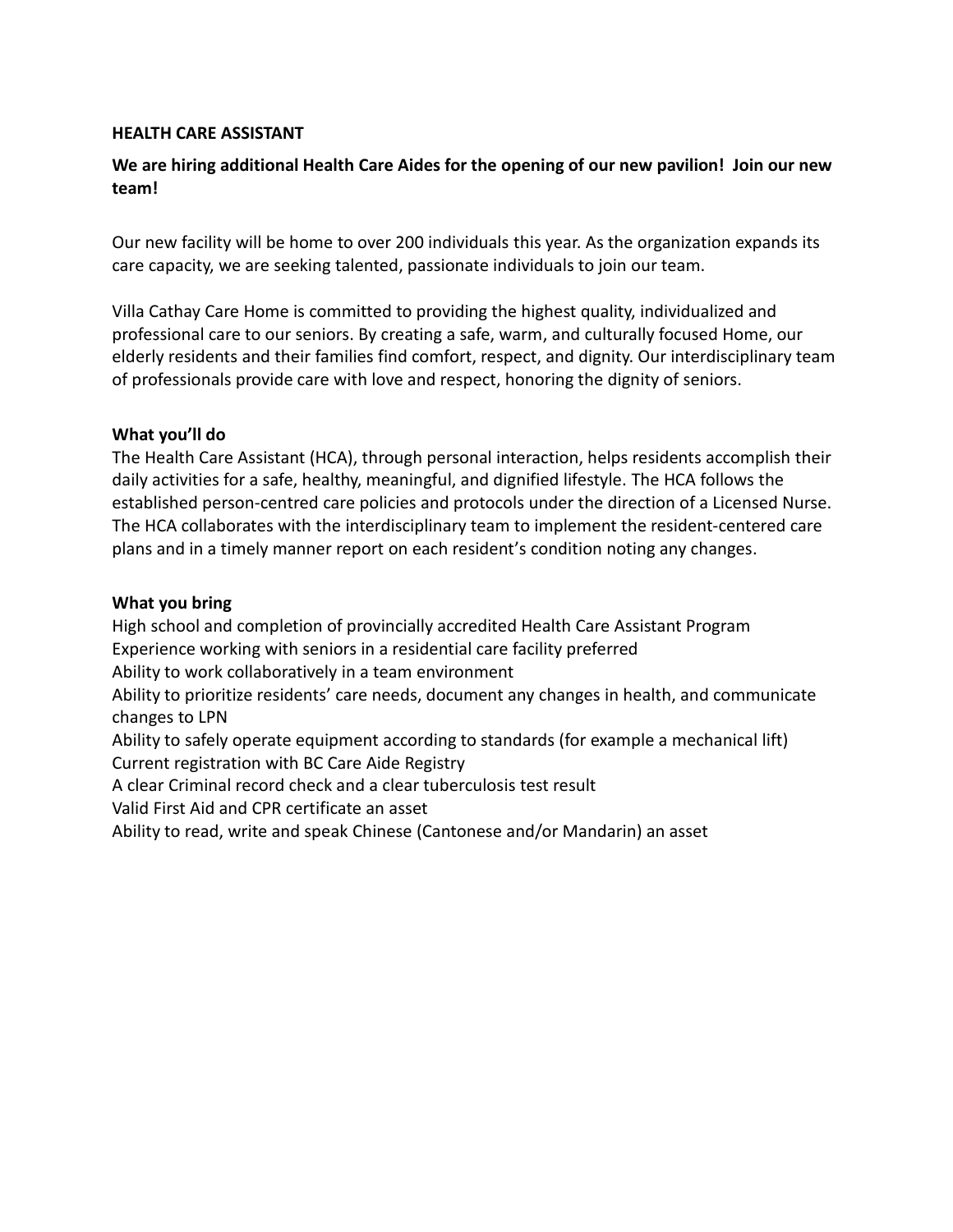**HEALTH CARE ASSISTANT**

**We are hiring additional Health Care Aides for the opening of our new pavilion! Join our new team!**

Our new facility will be home to over 200 individuals this year. As the organization expands its care capacity, we are seeking talented, passionate individuals to join our team.

Villa Cathay Care Home is committed to providing the highest quality, individualized and professional care to our seniors. By creating a safe, warm, and culturally focused Home, our elderly residents and their families find comfort, respect, and dignity. Our interdisciplinary team of professionals provide care with love and respect, honoring the dignity of seniors.

**What you'll do**

The Health Care Assistant (HCA), through personal interaction, helps residents accomplish their daily activities for a safe, healthy, meaningful, and dignified lifestyle. The HCA follows the established person-centred care policies and protocols under the direction of a Licensed Nurse. The HCA collaborates with the interdisciplinary team to implement the resident-centered care plans and in a timely manner report on each resident's condition noting any changes.

**What you bring**

High school and completion of provincially accredited Health Care Assistant Program
Experience working with seniors in a residential care facility preferred
Ability to work collaboratively in a team environment
Ability to prioritize residents' care needs, document any changes in health, and communicate changes to LPN
Ability to safely operate equipment according to standards (for example a mechanical lift)
Current registration with BC Care Aide Registry
A clear Criminal record check and a clear tuberculosis test result
Valid First Aid and CPR certificate an asset
Ability to read, write and speak Chinese (Cantonese and/or Mandarin) an asset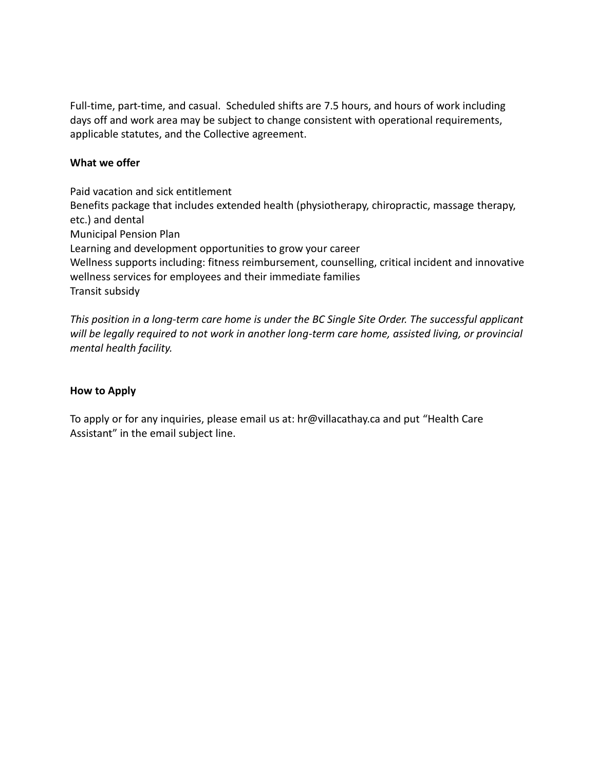Full-time, part-time, and casual. Scheduled shifts are 7.5 hours, and hours of work including days off and work area may be subject to change consistent with operational requirements, applicable statutes, and the Collective agreement.

**What we offer**

Paid vacation and sick entitlement
Benefits package that includes extended health (physiotherapy, chiropractic, massage therapy, etc.) and dental
Municipal Pension Plan
Learning and development opportunities to grow your career
Wellness supports including: fitness reimbursement, counselling, critical incident and innovative wellness services for employees and their immediate families
Transit subsidy

*This position in a long-term care home is under the BC Single Site Order. The successful applicant will be legally required to not work in another long-term care home, assisted living, or provincial mental health facility.*

**How to Apply**

To apply or for any inquiries, please email us at: hr@villacathay.ca and put "Health Care Assistant" in the email subject line.